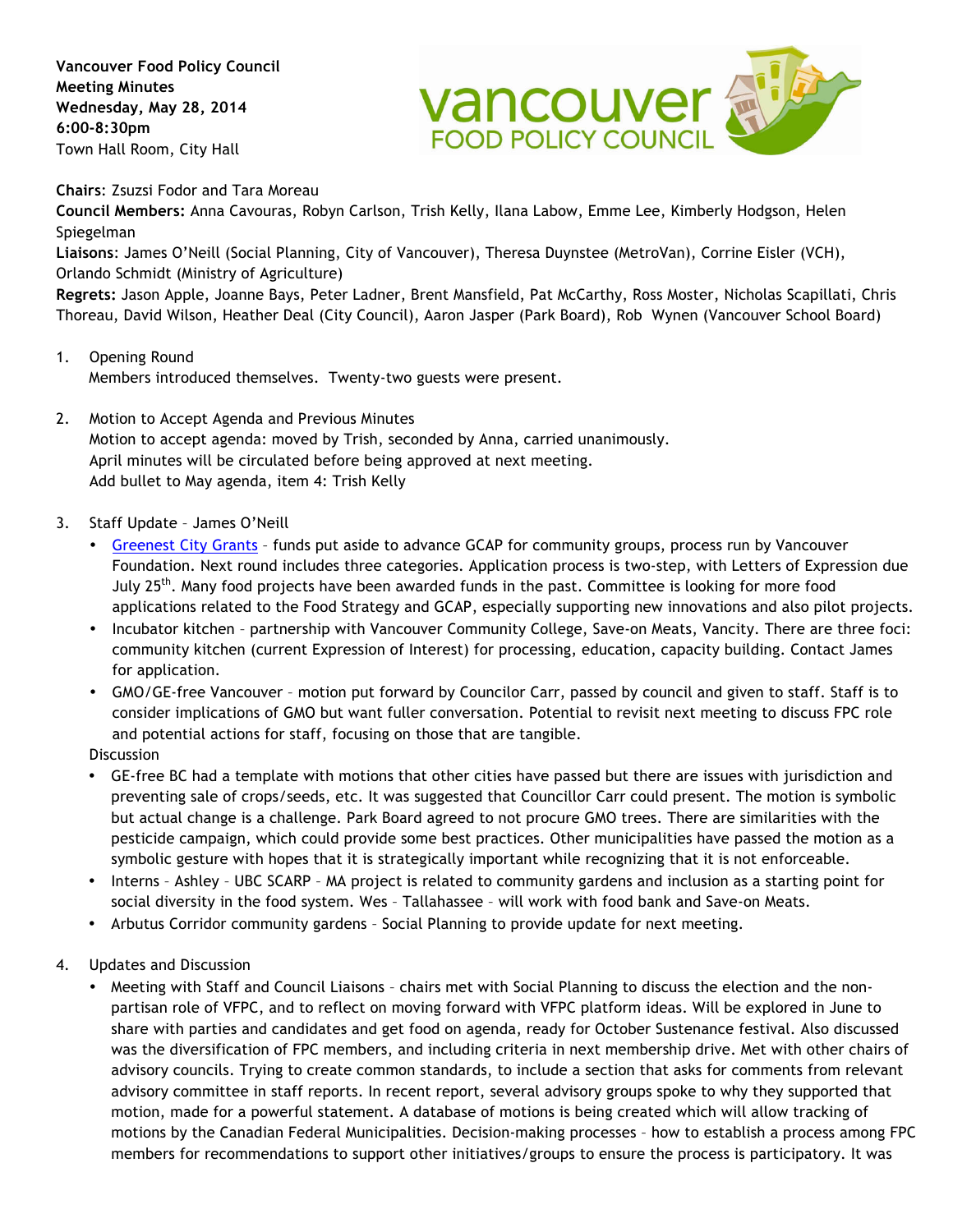**Vancouver Food Policy Council**
**Meeting Minutes**
**Wednesday, May 28, 2014**
**6:00-8:30pm**
Town Hall Room, City Hall

**Chairs**: Zsuzsi Fodor and Tara Moreau
**Council Members:** Anna Cavouras, Robyn Carlson, Trish Kelly, Ilana Labow, Emme Lee, Kimberly Hodgson, Helen Spiegelman
**Liaisons**: James O'Neill (Social Planning, City of Vancouver), Theresa Duynstee (MetroVan), Corrine Eisler (VCH), Orlando Schmidt (Ministry of Agriculture)
**Regrets:** Jason Apple, Joanne Bays, Peter Ladner, Brent Mansfield, Pat McCarthy, Ross Moster, Nicholas Scapillati, Chris Thoreau, David Wilson, Heather Deal (City Council), Aaron Jasper (Park Board), Rob Wynen (Vancouver School Board)

1. Opening Round
   Members introduced themselves. Twenty-two guests were present.

2. Motion to Accept Agenda and Previous Minutes
   Motion to accept agenda: moved by Trish, seconded by Anna, carried unanimously.
   April minutes will be circulated before being approved at next meeting.
   Add bullet to May agenda, item 4: Trish Kelly

3. Staff Update – James O'Neill
   - Greenest City Grants – funds put aside to advance GCAP for community groups, process run by Vancouver Foundation. Next round includes three categories. Application process is two-step, with Letters of Expression due July 25th. Many food projects have been awarded funds in the past. Committee is looking for more food applications related to the Food Strategy and GCAP, especially supporting new innovations and also pilot projects.
   - Incubator kitchen – partnership with Vancouver Community College, Save-on Meats, Vancity. There are three foci: community kitchen (current Expression of Interest) for processing, education, capacity building. Contact James for application.
   - GMO/GE-free Vancouver – motion put forward by Councilor Carr, passed by council and given to staff. Staff is to consider implications of GMO but want fuller conversation. Potential to revisit next meeting to discuss FPC role and potential actions for staff, focusing on those that are tangible.

   Discussion
   - GE-free BC had a template with motions that other cities have passed but there are issues with jurisdiction and preventing sale of crops/seeds, etc. It was suggested that Councillor Carr could present. The motion is symbolic but actual change is a challenge. Park Board agreed to not procure GMO trees. There are similarities with the pesticide campaign, which could provide some best practices. Other municipalities have passed the motion as a symbolic gesture with hopes that it is strategically important while recognizing that it is not enforceable.
   - Interns – Ashley – UBC SCARP – MA project is related to community gardens and inclusion as a starting point for social diversity in the food system. Wes – Tallahassee – will work with food bank and Save-on Meats.
   - Arbutus Corridor community gardens – Social Planning to provide update for next meeting.

4. Updates and Discussion
   - Meeting with Staff and Council Liaisons – chairs met with Social Planning to discuss the election and the non-partisan role of VFPC, and to reflect on moving forward with VFPC platform ideas. Will be explored in June to share with parties and candidates and get food on agenda, ready for October Sustenance festival. Also discussed was the diversification of FPC members, and including criteria in next membership drive. Met with other chairs of advisory councils. Trying to create common standards, to include a section that asks for comments from relevant advisory committee in staff reports. In recent report, several advisory groups spoke to why they supported that motion, made for a powerful statement. A database of motions is being created which will allow tracking of motions by the Canadian Federal Municipalities. Decision-making processes – how to establish a process among FPC members for recommendations to support other initiatives/groups to ensure the process is participatory. It was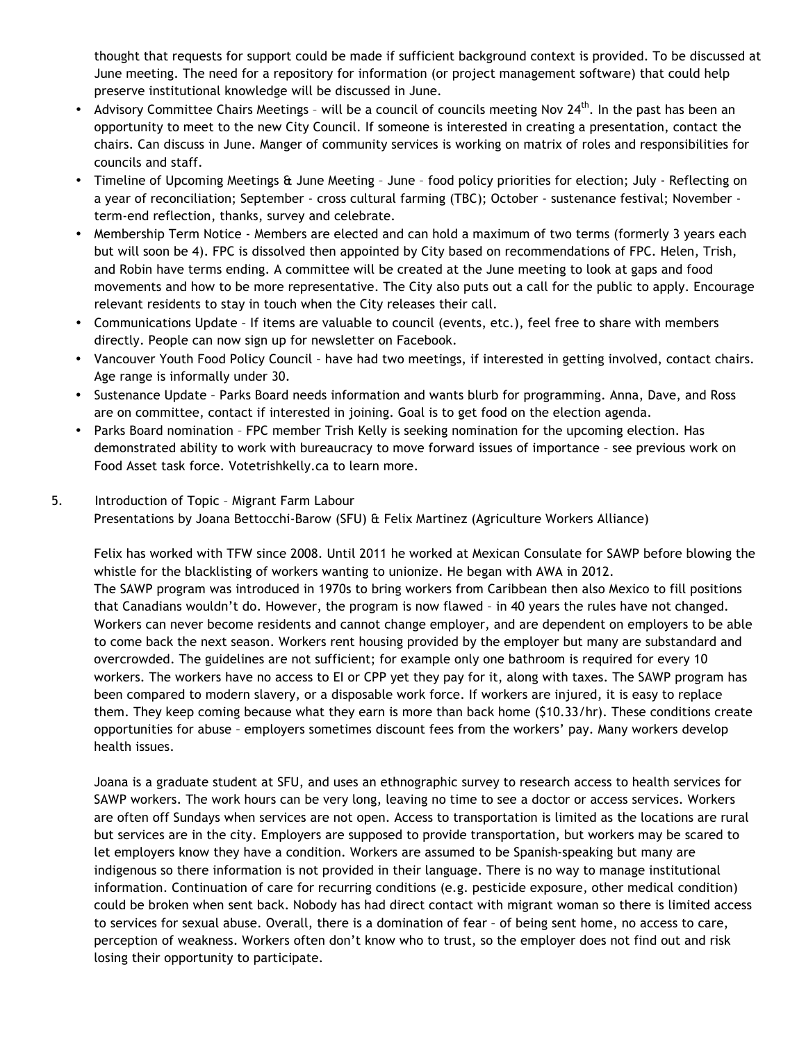thought that requests for support could be made if sufficient background context is provided. To be discussed at June meeting. The need for a repository for information (or project management software) that could help preserve institutional knowledge will be discussed in June.

- Advisory Committee Chairs Meetings – will be a council of councils meeting Nov 24th. In the past has been an opportunity to meet to the new City Council. If someone is interested in creating a presentation, contact the chairs. Can discuss in June. Manger of community services is working on matrix of roles and responsibilities for councils and staff.
- Timeline of Upcoming Meetings & June Meeting – June – food policy priorities for election; July - Reflecting on a year of reconciliation; September - cross cultural farming (TBC); October - sustenance festival; November - term-end reflection, thanks, survey and celebrate.
- Membership Term Notice - Members are elected and can hold a maximum of two terms (formerly 3 years each but will soon be 4). FPC is dissolved then appointed by City based on recommendations of FPC. Helen, Trish, and Robin have terms ending. A committee will be created at the June meeting to look at gaps and food movements and how to be more representative. The City also puts out a call for the public to apply. Encourage relevant residents to stay in touch when the City releases their call.
- Communications Update – If items are valuable to council (events, etc.), feel free to share with members directly. People can now sign up for newsletter on Facebook.
- Vancouver Youth Food Policy Council – have had two meetings, if interested in getting involved, contact chairs. Age range is informally under 30.
- Sustenance Update – Parks Board needs information and wants blurb for programming. Anna, Dave, and Ross are on committee, contact if interested in joining. Goal is to get food on the election agenda.
- Parks Board nomination – FPC member Trish Kelly is seeking nomination for the upcoming election. Has demonstrated ability to work with bureaucracy to move forward issues of importance – see previous work on Food Asset task force. Votetrishkelly.ca to learn more.

5. Introduction of Topic – Migrant Farm Labour
   Presentations by Joana Bettocchi-Barow (SFU) & Felix Martinez (Agriculture Workers Alliance)

   Felix has worked with TFW since 2008. Until 2011 he worked at Mexican Consulate for SAWP before blowing the whistle for the blacklisting of workers wanting to unionize. He began with AWA in 2012.
   The SAWP program was introduced in 1970s to bring workers from Caribbean then also Mexico to fill positions that Canadians wouldn't do. However, the program is now flawed – in 40 years the rules have not changed. Workers can never become residents and cannot change employer, and are dependent on employers to be able to come back the next season. Workers rent housing provided by the employer but many are substandard and overcrowded. The guidelines are not sufficient; for example only one bathroom is required for every 10 workers. The workers have no access to EI or CPP yet they pay for it, along with taxes. The SAWP program has been compared to modern slavery, or a disposable work force. If workers are injured, it is easy to replace them. They keep coming because what they earn is more than back home ($10.33/hr). These conditions create opportunities for abuse – employers sometimes discount fees from the workers' pay. Many workers develop health issues.

   Joana is a graduate student at SFU, and uses an ethnographic survey to research access to health services for SAWP workers. The work hours can be very long, leaving no time to see a doctor or access services. Workers are often off Sundays when services are not open. Access to transportation is limited as the locations are rural but services are in the city. Employers are supposed to provide transportation, but workers may be scared to let employers know they have a condition. Workers are assumed to be Spanish-speaking but many are indigenous so there information is not provided in their language. There is no way to manage institutional information. Continuation of care for recurring conditions (e.g. pesticide exposure, other medical condition) could be broken when sent back. Nobody has had direct contact with migrant woman so there is limited access to services for sexual abuse. Overall, there is a domination of fear – of being sent home, no access to care, perception of weakness. Workers often don't know who to trust, so the employer does not find out and risk losing their opportunity to participate.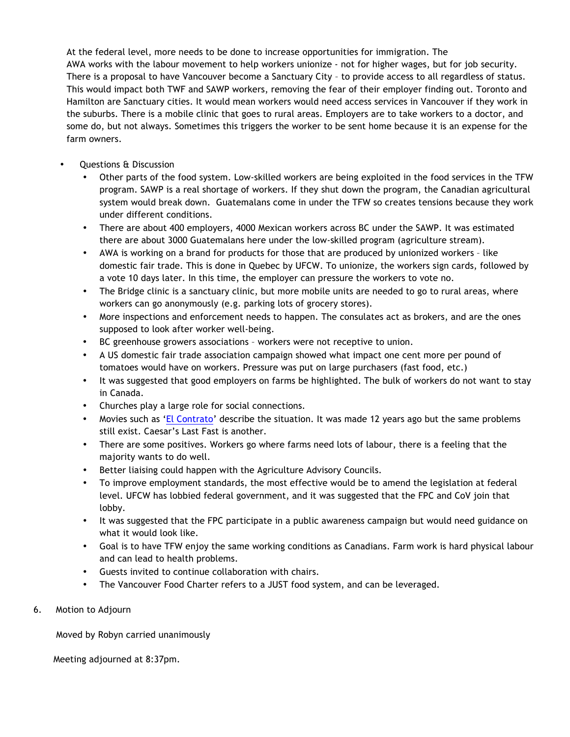At the federal level, more needs to be done to increase opportunities for immigration. The AWA works with the labour movement to help workers unionize - not for higher wages, but for job security. There is a proposal to have Vancouver become a Sanctuary City – to provide access to all regardless of status. This would impact both TWF and SAWP workers, removing the fear of their employer finding out. Toronto and Hamilton are Sanctuary cities. It would mean workers would need access services in Vancouver if they work in the suburbs. There is a mobile clinic that goes to rural areas. Employers are to take workers to a doctor, and some do, but not always. Sometimes this triggers the worker to be sent home because it is an expense for the farm owners.

- Questions & Discussion
  - Other parts of the food system. Low-skilled workers are being exploited in the food services in the TFW program. SAWP is a real shortage of workers. If they shut down the program, the Canadian agricultural system would break down. Guatemalans come in under the TFW so creates tensions because they work under different conditions.
  - There are about 400 employers, 4000 Mexican workers across BC under the SAWP. It was estimated there are about 3000 Guatemalans here under the low-skilled program (agriculture stream).
  - AWA is working on a brand for products for those that are produced by unionized workers – like domestic fair trade. This is done in Quebec by UFCW. To unionize, the workers sign cards, followed by a vote 10 days later. In this time, the employer can pressure the workers to vote no.
  - The Bridge clinic is a sanctuary clinic, but more mobile units are needed to go to rural areas, where workers can go anonymously (e.g. parking lots of grocery stores).
  - More inspections and enforcement needs to happen. The consulates act as brokers, and are the ones supposed to look after worker well-being.
  - BC greenhouse growers associations – workers were not receptive to union.
  - A US domestic fair trade association campaign showed what impact one cent more per pound of tomatoes would have on workers. Pressure was put on large purchasers (fast food, etc.)
  - It was suggested that good employers on farms be highlighted. The bulk of workers do not want to stay in Canada.
  - Churches play a large role for social connections.
  - Movies such as 'El Contrato' describe the situation. It was made 12 years ago but the same problems still exist. Caesar's Last Fast is another.
  - There are some positives. Workers go where farms need lots of labour, there is a feeling that the majority wants to do well.
  - Better liaising could happen with the Agriculture Advisory Councils.
  - To improve employment standards, the most effective would be to amend the legislation at federal level. UFCW has lobbied federal government, and it was suggested that the FPC and CoV join that lobby.
  - It was suggested that the FPC participate in a public awareness campaign but would need guidance on what it would look like.
  - Goal is to have TFW enjoy the same working conditions as Canadians. Farm work is hard physical labour and can lead to health problems.
  - Guests invited to continue collaboration with chairs.
  - The Vancouver Food Charter refers to a JUST food system, and can be leveraged.

6. Motion to Adjourn

Moved by Robyn carried unanimously

Meeting adjourned at 8:37pm.